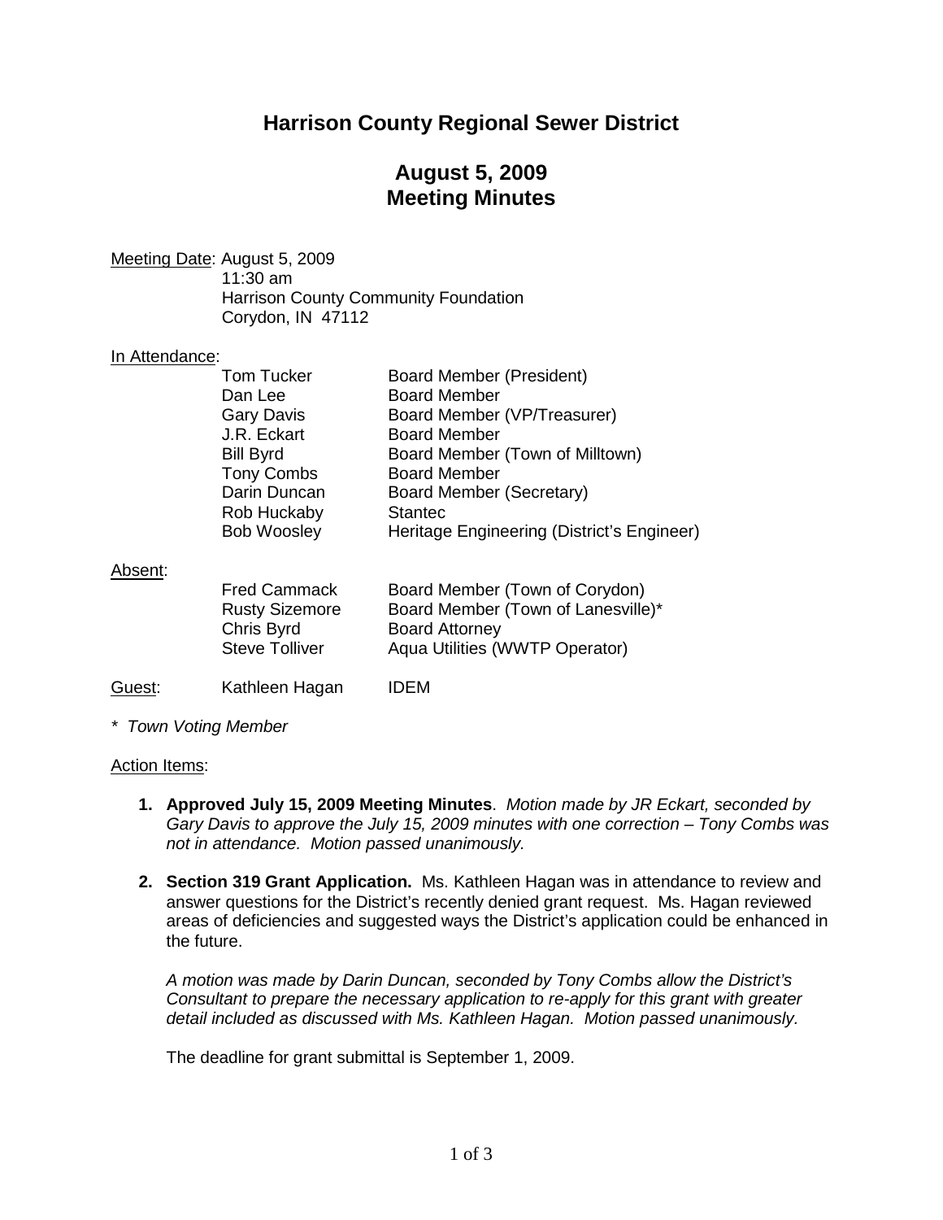# Harrison County Regional Sewer District

## August 5, 2009
## Meeting Minutes

Meeting Date: August 5, 2009
11:30 am
Harrison County Community Foundation
Corydon, IN 47112

In Attendance:

| | |
|---|---|
| Tom Tucker | Board Member (President) |
| Dan Lee | Board Member |
| Gary Davis | Board Member (VP/Treasurer) |
| J.R. Eckart | Board Member |
| Bill Byrd | Board Member (Town of Milltown) |
| Tony Combs | Board Member |
| Darin Duncan | Board Member (Secretary) |
| Rob Huckaby | Stantec |
| Bob Woosley | Heritage Engineering (District's Engineer) |

Absent:

| | |
|---|---|
| Fred Cammack | Board Member (Town of Corydon) |
| Rusty Sizemore | Board Member (Town of Lanesville)* |
| Chris Byrd | Board Attorney |
| Steve Tolliver | Aqua Utilities (WWTP Operator) |

Guest: Kathleen Hagan IDEM

*\* Town Voting Member*

Action Items:

1. **Approved July 15, 2009 Meeting Minutes**. *Motion made by JR Eckart, seconded by Gary Davis to approve the July 15, 2009 minutes with one correction – Tony Combs was not in attendance. Motion passed unanimously.*

2. **Section 319 Grant Application.** Ms. Kathleen Hagan was in attendance to review and answer questions for the District's recently denied grant request. Ms. Hagan reviewed areas of deficiencies and suggested ways the District's application could be enhanced in the future.

   *A motion was made by Darin Duncan, seconded by Tony Combs allow the District's Consultant to prepare the necessary application to re-apply for this grant with greater detail included as discussed with Ms. Kathleen Hagan. Motion passed unanimously.*

   The deadline for grant submittal is September 1, 2009.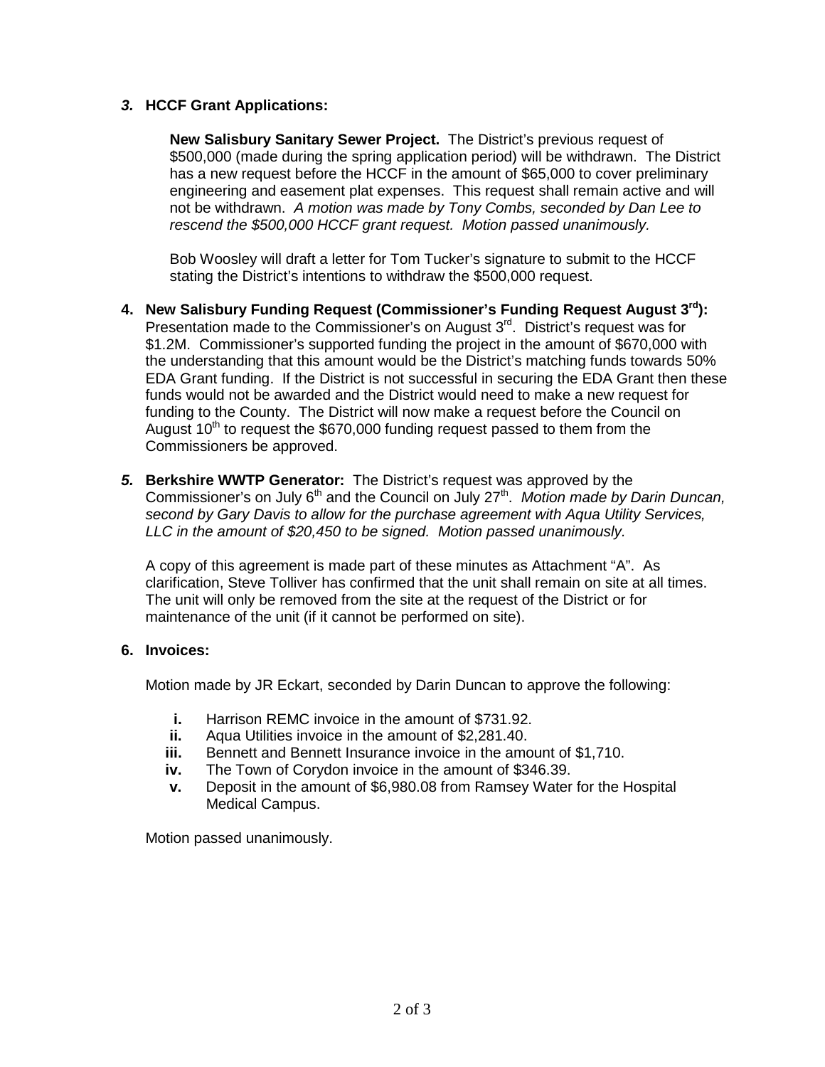***3.*** **HCCF Grant Applications:**

**New Salisbury Sanitary Sewer Project.** The District's previous request of $500,000 (made during the spring application period) will be withdrawn. The District has a new request before the HCCF in the amount of $65,000 to cover preliminary engineering and easement plat expenses. This request shall remain active and will not be withdrawn. *A motion was made by Tony Combs, seconded by Dan Lee to rescend the $500,000 HCCF grant request. Motion passed unanimously.*

Bob Woosley will draft a letter for Tom Tucker's signature to submit to the HCCF stating the District's intentions to withdraw the $500,000 request.

**4. New Salisbury Funding Request (Commissioner's Funding Request August 3rd):** Presentation made to the Commissioner's on August 3rd. District's request was for $1.2M. Commissioner's supported funding the project in the amount of $670,000 with the understanding that this amount would be the District's matching funds towards 50% EDA Grant funding. If the District is not successful in securing the EDA Grant then these funds would not be awarded and the District would need to make a new request for funding to the County. The District will now make a request before the Council on August 10th to request the $670,000 funding request passed to them from the Commissioners be approved.

***5.*** **Berkshire WWTP Generator:** The District's request was approved by the Commissioner's on July 6th and the Council on July 27th. *Motion made by Darin Duncan, second by Gary Davis to allow for the purchase agreement with Aqua Utility Services, LLC in the amount of $20,450 to be signed. Motion passed unanimously.*

A copy of this agreement is made part of these minutes as Attachment "A". As clarification, Steve Tolliver has confirmed that the unit shall remain on site at all times. The unit will only be removed from the site at the request of the District or for maintenance of the unit (if it cannot be performed on site).

**6. Invoices:**

Motion made by JR Eckart, seconded by Darin Duncan to approve the following:

- **i.** Harrison REMC invoice in the amount of $731.92.
- **ii.** Aqua Utilities invoice in the amount of $2,281.40.
- **iii.** Bennett and Bennett Insurance invoice in the amount of $1,710.
- **iv.** The Town of Corydon invoice in the amount of $346.39.
- **v.** Deposit in the amount of $6,980.08 from Ramsey Water for the Hospital Medical Campus.

Motion passed unanimously.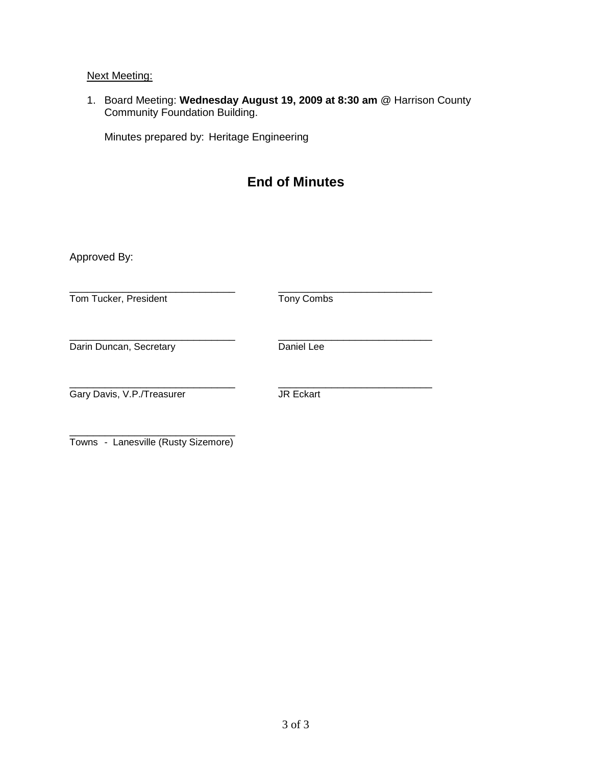Next Meeting:

1. Board Meeting: **Wednesday August 19, 2009 at 8:30 am** @ Harrison County Community Foundation Building.

   Minutes prepared by: Heritage Engineering

## End of Minutes

Approved By:

| | |
|---|---|
| _____________________________ | _____________________________ |
| Tom Tucker, President | Tony Combs |
| _____________________________ | _____________________________ |
| Darin Duncan, Secretary | Daniel Lee |
| _____________________________ | _____________________________ |
| Gary Davis, V.P./Treasurer | JR Eckart |
| _____________________________ | |
| Towns - Lanesville (Rusty Sizemore) | |